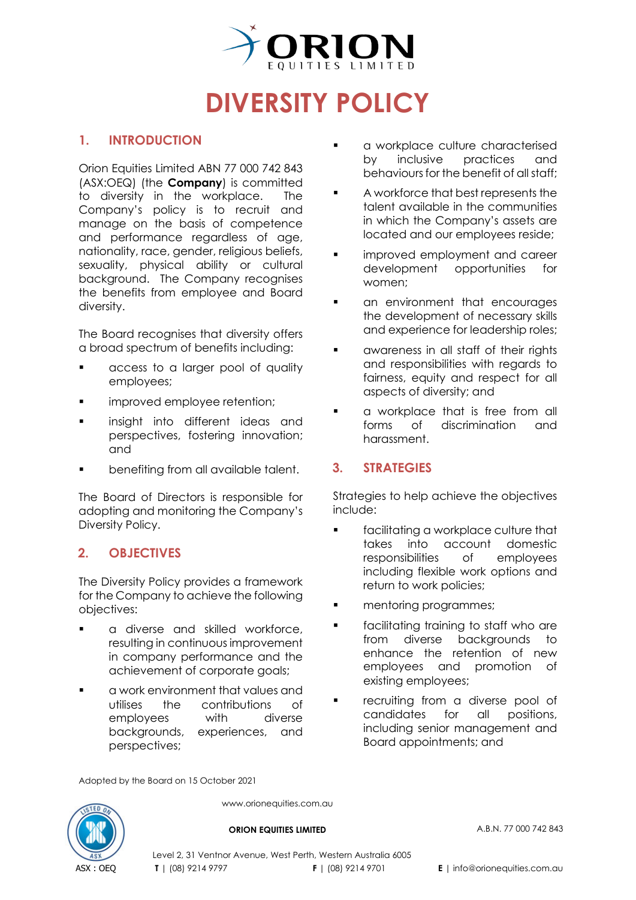# DIVERSITY POLICY

## 1. INTRODUCTION

Orion Equities Limited ABN 77 000 742 843 (ASX:OEQ) (the **Company**) is committed to diversity in the workplace. The Company's policy is to recruit and manage on the basis of competence and performance regardless of age, nationality, race, gender, religious beliefs, sexuality, physical ability or cultural background. The Company recognises the benefits from employee and Board diversity.

The Board recognises that diversity offers a broad spectrum of benefits including:

- access to a larger pool of quality employees;
- improved employee retention;
- insight into different ideas and perspectives, fostering innovation; and
- benefiting from all available talent.

The Board of Directors is responsible for adopting and monitoring the Company's Diversity Policy.

## 2. OBJECTIVES

The Diversity Policy provides a framework for the Company to achieve the following objectives:

- a diverse and skilled workforce, resulting in continuous improvement in company performance and the achievement of corporate goals;
- a work environment that values and utilises the contributions of employees with diverse backgrounds, experiences, and perspectives;
- a workplace culture characterised by inclusive practices and behaviours for the benefit of all staff;
- A workforce that best represents the talent available in the communities in which the Company's assets are located and our employees reside;
- improved employment and career development opportunities for women;
- an environment that encourages the development of necessary skills and experience for leadership roles;
- awareness in all staff of their rights and responsibilities with regards to fairness, equity and respect for all aspects of diversity; and
- a workplace that is free from all forms of discrimination and harassment.

## 3. STRATEGIES

Strategies to help achieve the objectives include:

- facilitating a workplace culture that takes into account domestic responsibilities of employees including flexible work options and return to work policies;
- mentoring programmes;
- facilitating training to staff who are from diverse backgrounds to enhance the retention of new employees and promotion of existing employees;
- recruiting from a diverse pool of candidates for all positions, including senior management and Board appointments; and

Adopted by the Board on 15 October 2021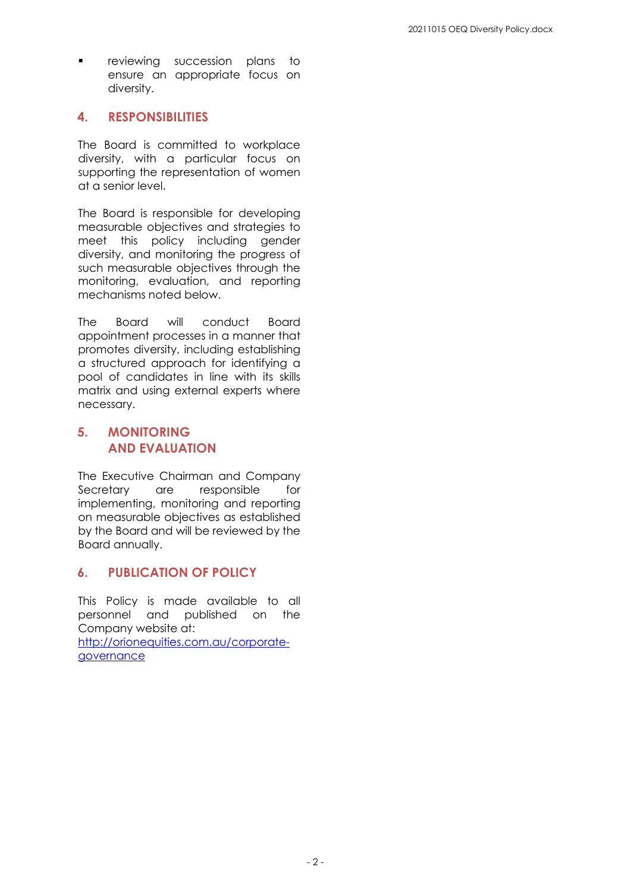- reviewing succession plans to ensure an appropriate focus on diversity.

## 4. RESPONSIBILITIES

The Board is committed to workplace diversity, with a particular focus on supporting the representation of women at a senior level.

The Board is responsible for developing measurable objectives and strategies to meet this policy including gender diversity, and monitoring the progress of such measurable objectives through the monitoring, evaluation, and reporting mechanisms noted below.

The Board will conduct Board appointment processes in a manner that promotes diversity, including establishing a structured approach for identifying a pool of candidates in line with its skills matrix and using external experts where necessary.

## 5. MONITORING AND EVALUATION

The Executive Chairman and Company Secretary are responsible for implementing, monitoring and reporting on measurable objectives as established by the Board and will be reviewed by the Board annually.

## 6. PUBLICATION OF POLICY

This Policy is made available to all personnel and published on the Company website at: [http://orionequities.com.au/corporate-governance](http://orionequities.com.au/corporate-governance)